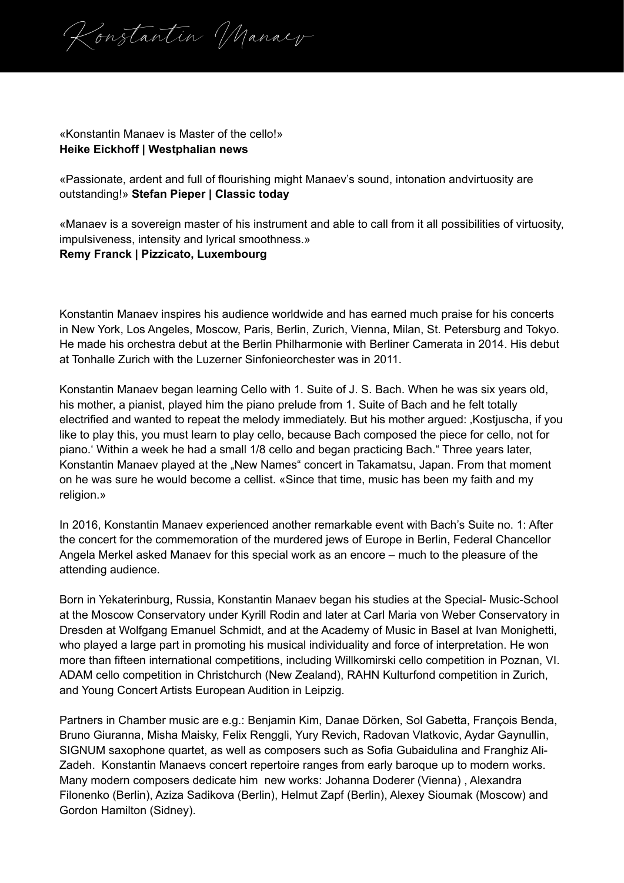# Konstantin Manaev

«Konstantin Manaev is Master of the cello!»
**Heike Eickhoff | Westphalian news**

«Passionate, ardent and full of flourishing might Manaev's sound, intonation andvirtuosity are outstanding!» **Stefan Pieper | Classic today**

«Manaev is a sovereign master of his instrument and able to call from it all possibilities of virtuosity, impulsiveness, intensity and lyrical smoothness.»
**Remy Franck | Pizzicato, Luxembourg**

Konstantin Manaev inspires his audience worldwide and has earned much praise for his concerts in New York, Los Angeles, Moscow, Paris, Berlin, Zurich, Vienna, Milan, St. Petersburg and Tokyo. He made his orchestra debut at the Berlin Philharmonie with Berliner Camerata in 2014. His debut at Tonhalle Zurich with the Luzerner Sinfonieorchester was in 2011.

Konstantin Manaev began learning Cello with 1. Suite of J. S. Bach. When he was six years old, his mother, a pianist, played him the piano prelude from 1. Suite of Bach and he felt totally electrified and wanted to repeat the melody immediately. But his mother argued: ‚Kostjuscha, if you like to play this, you must learn to play cello, because Bach composed the piece for cello, not for piano.' Within a week he had a small 1/8 cello and began practicing Bach." Three years later, Konstantin Manaev played at the „New Names" concert in Takamatsu, Japan. From that moment on he was sure he would become a cellist. «Since that time, music has been my faith and my religion.»

In 2016, Konstantin Manaev experienced another remarkable event with Bach's Suite no. 1: After the concert for the commemoration of the murdered jews of Europe in Berlin, Federal Chancellor Angela Merkel asked Manaev for this special work as an encore – much to the pleasure of the attending audience.

Born in Yekaterinburg, Russia, Konstantin Manaev began his studies at the Special- Music-School at the Moscow Conservatory under Kyrill Rodin and later at Carl Maria von Weber Conservatory in Dresden at Wolfgang Emanuel Schmidt, and at the Academy of Music in Basel at Ivan Monighetti, who played a large part in promoting his musical individuality and force of interpretation. He won more than fifteen international competitions, including Willkomirski cello competition in Poznan, VI. ADAM cello competition in Christchurch (New Zealand), RAHN Kulturfond competition in Zurich, and Young Concert Artists European Audition in Leipzig.

Partners in Chamber music are e.g.: Benjamin Kim, Danae Dörken, Sol Gabetta, François Benda, Bruno Giuranna, Misha Maisky, Felix Renggli, Yury Revich, Radovan Vlatkovic, Aydar Gaynullin, SIGNUM saxophone quartet, as well as composers such as Sofia Gubaidulina and Franghiz Ali-Zadeh. Konstantin Manaevs concert repertoire ranges from early baroque up to modern works. Many modern composers dedicate him new works: Johanna Doderer (Vienna) , Alexandra Filonenko (Berlin), Aziza Sadikova (Berlin), Helmut Zapf (Berlin), Alexey Sioumak (Moscow) and Gordon Hamilton (Sidney).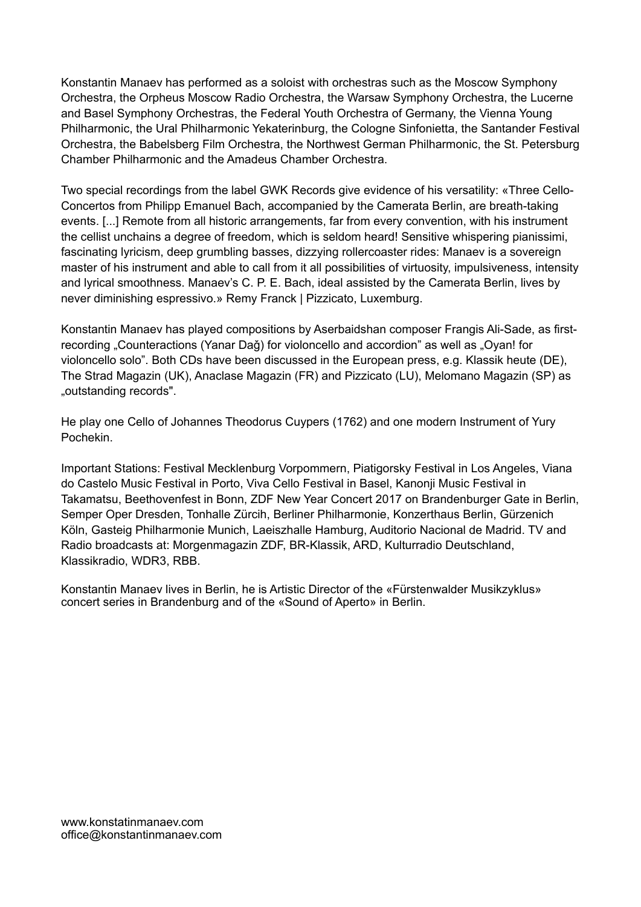Konstantin Manaev has performed as a soloist with orchestras such as the Moscow Symphony Orchestra, the Orpheus Moscow Radio Orchestra, the Warsaw Symphony Orchestra, the Lucerne and Basel Symphony Orchestras, the Federal Youth Orchestra of Germany, the Vienna Young Philharmonic, the Ural Philharmonic Yekaterinburg, the Cologne Sinfonietta, the Santander Festival Orchestra, the Babelsberg Film Orchestra, the Northwest German Philharmonic, the St. Petersburg Chamber Philharmonic and the Amadeus Chamber Orchestra.

Two special recordings from the label GWK Records give evidence of his versatility: «Three Cello-Concertos from Philipp Emanuel Bach, accompanied by the Camerata Berlin, are breath-taking events. [...] Remote from all historic arrangements, far from every convention, with his instrument the cellist unchains a degree of freedom, which is seldom heard! Sensitive whispering pianissimi, fascinating lyricism, deep grumbling basses, dizzying rollercoaster rides: Manaev is a sovereign master of his instrument and able to call from it all possibilities of virtuosity, impulsiveness, intensity and lyrical smoothness. Manaev's C. P. E. Bach, ideal assisted by the Camerata Berlin, lives by never diminishing espressivo.» Remy Franck | Pizzicato, Luxemburg.

Konstantin Manaev has played compositions by Aserbaidshan composer Frangis Ali-Sade, as first-recording „Counteractions (Yanar Dağ) for violoncello and accordion" as well as „Oyan! for violoncello solo". Both CDs have been discussed in the European press, e.g. Klassik heute (DE), The Strad Magazin (UK), Anaclase Magazin (FR) and Pizzicato (LU), Melomano Magazin (SP) as „outstanding records".

He play one Cello of Johannes Theodorus Cuypers (1762) and one modern Instrument of Yury Pochekin.

Important Stations: Festival Mecklenburg Vorpommern, Piatigorsky Festival in Los Angeles, Viana do Castelo Music Festival in Porto, Viva Cello Festival in Basel, Kanonji Music Festival in Takamatsu, Beethovenfest in Bonn, ZDF New Year Concert 2017 on Brandenburger Gate in Berlin, Semper Oper Dresden, Tonhalle Zürcih, Berliner Philharmonie, Konzerthaus Berlin, Gürzenich Köln, Gasteig Philharmonie Munich, Laeiszhalle Hamburg, Auditorio Nacional de Madrid. TV and Radio broadcasts at: Morgenmagazin ZDF, BR-Klassik, ARD, Kulturradio Deutschland, Klassikradio, WDR3, RBB.

Konstantin Manaev lives in Berlin, he is Artistic Director of the «Fürstenwalder Musikzyklus» concert series in Brandenburg and of the «Sound of Aperto» in Berlin.

www.konstatinmanaev.com
office@konstantinmanaev.com